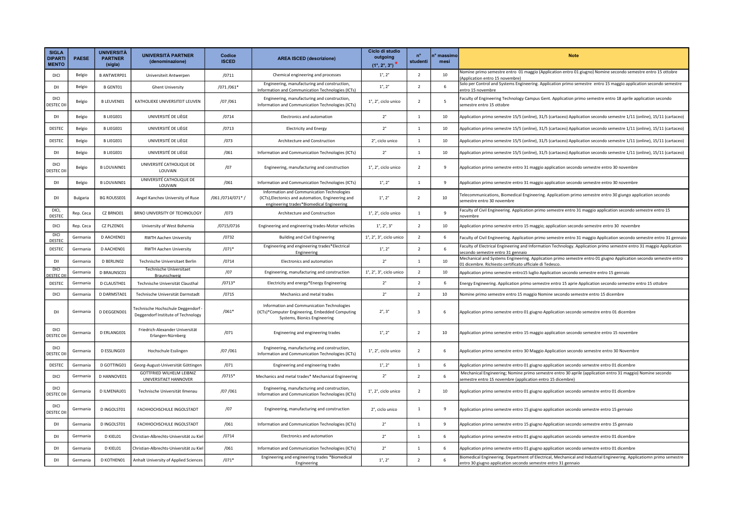| SIGLA DIPARTIMENTO | PAESE | UNIVERSITÀ PARTNER (sigla) | UNIVERSITÀ PARTNER (denominazione) | Codice ISCED | AREA ISCED (descrizione) | Ciclo di studio outgoing (1°, 2°, 3°) * | n° studenti | n° massimo mesi | Note |
|---|---|---|---|---|---|---|---|---|---|
| DICI | Belgio | B ANTWERP01 | Universiteit Antwerpen | /0711 | Chemical engineering and processes | 1°, 2° | 2 | 10 | Nomine primo semestre entro 01 maggio (Application entro 01 giugno) Nomine secondo semestre entro 15 ottobre (Application entro 15 novembre) |
| DII | Belgio | B GENT01 | Ghent University | /071 /061* | Engineering, manufacturing and construction, Information and Communication Technologies (ICTs) | 1°, 2° | 2 | 6 | Solo per Control and Systems Engineering. Application primo semestre entro 15 maggio application secondo semestre entro 15 novembre |
| DICI DESTEC DII | Belgio | B LEUVEN01 | KATHOLIEKE UNIVERSITEIT LEUVEN | /07 /061 | Engineering, manufacturing and construction, Information and Communication Technologies (ICTs) | 1°, 2°, ciclo unico | 2 | 5 | Faculty of Engineering Technology Campus Gent. Application primo semestre entro 18 aprile application secondo semestre entro 15 ottobre |
| DII | Belgio | B LIEGE01 | UNIVERSITÉ DE LIÈGE | /0714 | Electronics and automation | 2° | 1 | 10 | Application primo semestre 15/5 (online), 31/5 (cartaceo) Application secondo semestre 1/11 (online), 15/11 (cartaceo) |
| DESTEC | Belgio | B LIEGE01 | UNIVERSITÉ DE LIÈGE | /0713 | Electricity and Energy | 2° | 1 | 10 | Application primo semestre 15/5 (online), 31/5 (cartaceo) Application secondo semestre 1/11 (online), 15/11 (cartaceo) |
| DESTEC | Belgio | B LIEGE01 | UNIVERSITÉ DE LIÈGE | /073 | Architecture and Construction | 2°, ciclo unico | 1 | 10 | Application primo semestre 15/5 (online), 31/5 (cartaceo) Application secondo semestre 1/11 (online), 15/11 (cartaceo) |
| DII | Belgio | B LIEGE01 | UNIVERSITÉ DE LIÈGE | /061 | Information and Communication Technologies (ICTs) | 2° | 1 | 10 | Application primo semestre 15/5 (online), 31/5 (cartaceo) Application secondo semestre 1/11 (online), 15/11 (cartaceo) |
| DICI DESTEC DII | Belgio | B LOUVAIN01 | UNIVERSITÉ CATHOLIQUE DE LOUVAIN | /07 | Engineering, manufacturing and construction | 1°, 2°, ciclo unico | 2 | 9 | Application primo semestre entro 31 maggio application secondo semestre entro 30 novembre |
| DII | Belgio | B LOUVAIN01 | UNIVERSITÉ CATHOLIQUE DE LOUVAIN | /061 | Information and Communication Technologies (ICTs) | 1°, 2° | 1 | 9 | Application primo semestre entro 31 maggio application secondo semestre entro 30 novembre |
| DII | Bulgaria | BG ROUSSE01 | Angel Kanchev University of Ruse | /061 /0714/071* / | Information and Communication Technologies (ICTs),Electonics and automation, Engineering and engineering trades*Biomedical Engineering | 1°, 2° | 2 | 10 | Telecommunications, Biomedical Engineering. Applicatiom primo semestre entro 30 giungo application secondo semestre entro 30 novembre |
| DICI, DESTEC | Rep. Ceca | CZ BRNO01 | BRNO UNIVERSITY OF TECHNOLOGY | /073 | Architecture and Construction | 1°, 2°, ciclo unico | 1 | 9 | Faculty of Civil Engineering. Application primo semestre entro 31 maggio application secondo semestre entro 15 novembre |
| DICI | Rep. Ceca | CZ PLZEN01 | University of West Bohemia | /0715/0716 | Engineering and engineering trades-Motor vehicles | 1°, 2°, 3° | 2 | 10 | Application primo semestre entro 15 maggio; application secondo semestre entro 30 novembre |
| DICI DESTEC | Germania | D AACHEN01 | RWTH Aachen University | /0732 | Building and Civil Engineering | 1°, 2°, 3°, ciclo unico | 2 | 6 | Faculty of Civil Engineering. Application primo semestre entro 31 maggio Application secondo semestre entro 31 gennaio |
| DESTEC | Germania | D AACHEN01 | RWTH Aachen University | /071* | Engineering and engineering trades*Electrical Engineering | 1°, 2° | 2 | 6 | Faculty of Electrical Engineering and Information Technology. Application primo semestre entro 31 maggio Application secondo semestre entro 31 gennaio |
| DII | Germania | D BERLIN02 | Technische Universitaet Berlin | /0714 | Electronics and automation | 2° | 1 | 10 | Mechanical and Systems Engineering. Application primo semestre entro 01 giugno Application secondo semestre entro 01 dicembre. Richiesto certificato ufficiale di Tedesco. |
| DICI DESTEC DII | Germania | D BRAUNSC01 | Technische Universitaet Braunschweig | /07 | Engineering, manufacturing and construction | 1°, 2°, 3°, ciclo unico | 2 | 10 | Application primo semestre entro15 luglio Application secondo semestre entro 15 gennaio |
| DESTEC | Germania | D CLAUSTH01 | Technische Universität Clausthal | /0713* | Electricity and energy*Energy Engineering | 2° | 2 | 6 | Energy Engineering. Application primo semestre entro 15 aprie Application secondo semestre entro 15 ottobre |
| DICI | Germania | D DARMSTA01 | Technische Universität Darmstadt | /0715 | Mechanics and metal trades | 2° | 2 | 10 | Nomine primo semestre entro 15 maggio Nomine secondo semestre entro 15 dicembre |
| DII | Germania | D DEGGEND01 | Technische Hochschule Deggendorf - Deggendorf Institute of Technology | /061* | Information and Communication Technologies (ICTs)*Computer Engineering, Embedded Computing Systems, Bionics Engineering | 2°, 3° | 3 | 6 | Application primo semestre entro 01 giugno Application secondo semestre entro 01 dicembre |
| DICI DESTEC DII | Germania | D ERLANGE01 | Friedrich-Alexander Universität Erlangen-Nürnberg | /071 | Engineering and engineering trades | 1°, 2° | 2 | 10 | Application primo semestre entro 15 maggio application secondo semestre entro 15 novembre |
| DICI DESTEC DII | Germania | D ESSLING03 | Hochschule Esslingen | /07 /061 | Engineering, manufacturing and construction, Information and Communication Technologies (ICTs) | 1°, 2°, ciclo unico | 2 | 6 | Application primo semestre entro 30 Maggio Application secondo semestre entro 30 Novembre |
| DESTEC | Germania | D GOTTING01 | Georg-August-Universität Göttingen | /071 | Engineering and engineering trades | 1°, 2° | 1 | 6 | Application primo semestre entro 01 giugno application secondo semestre entro 01 dicembre |
| DICI | Germania | D HANNOVE01 | GOTTFRIED WILHELM LEIBNIZ UNIVERSITAET HANNOVER | /0715* | Mechanics and metal trades* Mechanical Engineering | 2° | 2 | 6 | Mechanical Engineering; Nomine primo semestre entro 30 aprile (application entro 31 maggio) Nomine secondo semestre entro 15 novembre (application entro 15 dicembre) |
| DICI DESTEC DII | Germania | D ILMENAU01 | Technische Universität Ilmenau | /07 /061 | Engineering, manufacturing and construction, Information and Communication Technologies (ICTs) | 1°, 2°, ciclo unico | 2 | 10 | Application primo semestre entro 01 giugno application secondo semestre entro 01 dicembre |
| DICI DESTEC DII | Germania | D INGOLST01 | FACHHOCHSCHULE INGOLSTADT | /07 | Engineering, manufacturing and construction | 2°, ciclo unico | 1 | 9 | Application primo semestre entro 15 giugno application secondo semestre entro 15 gennaio |
| DII | Germania | D INGOLST01 | FACHHOCHSCHULE INGOLSTADT | /061 | Information and Communication Technologies (ICTs) | 2° | 1 | 9 | Application primo semestre entro 15 giugno Application secondo semestre entro 15 gennaio |
| DII | Germania | D KIEL01 | Christian-Albrechts-Universität zu Kiel | /0714 | Electronics and automation | 2° | 1 | 6 | Application primo semestre entro 01 giugno application secondo semestre entro 01 dicembre |
| DII | Germania | D KIEL01 | Christian-Albrechts-Universität zu Kiel | /061 | Information and Communication Technologies (ICTs) | 2° | 1 | 6 | Application primo semestre entro 01 giugno application secondo semestre entro 01 dicembre |
| DII | Germania | D KOTHEN01 | Anhalt University of Applied Sciences | /071* | Engineering and engineering trades *Biomedical Engineering | 1°, 2° | 2 | 6 | Biomedical Engineering. Department of Electrical, Mechanical and Industrial Engineering. Applicatiomn primo semestre entro 30 giugno application secondo semestre entro 31 gennaio |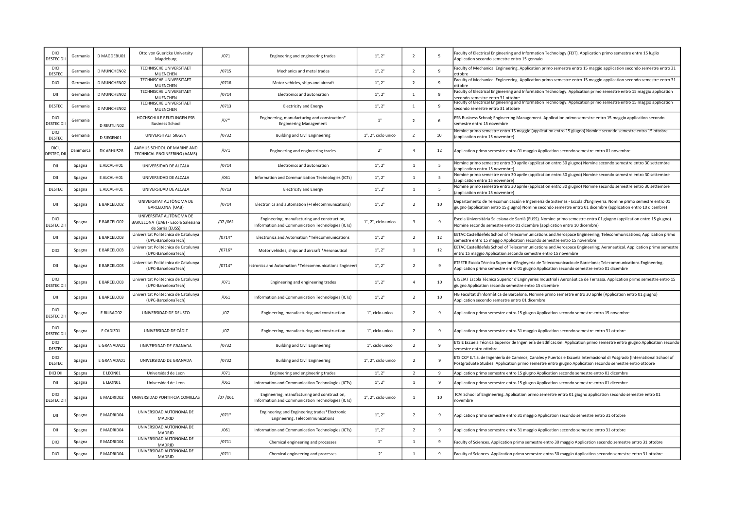| | | | | | | | | | |
|---|---|---|---|---|---|---|---|---|---|
| DICI DESTEC DII | Germania | D MAGDEBU01 | Otto von Guericke University Magdeburg | /071 | Engineering and engineering trades | 1°, 2° | 2 | 5 | Faculty of Electrical Engineering and Information Technology (FEIT). Application primo semestre entro 15 luglio Application secondo semestre entro 15 gennaio |
| DICI DESTEC | Germania | D MUNCHEN02 | TECHNISCHE UNIVERSITAET MUENCHEN | /0715 | Mechanics and metal trades | 1°, 2° | 2 | 9 | Faculty of Mechanical Engineering. Application primo semestre entro 15 maggio application secondo semestre entro 31 ottobre |
| DICI | Germania | D MUNCHEN02 | TECHNISCHE UNIVERSITAET MUENCHEN | /0716 | Motor vehicles, ships and aircraft | 1°, 2° | 2 | 9 | Faculty of Mechanical Engineering. Application primo semestre entro 15 maggio application secondo semestre entro 31 ottobre |
| DII | Germania | D MUNCHEN02 | TECHNISCHE UNIVERSITAET MUENCHEN | /0714 | Electronics and automation | 1°, 2° | 1 | 9 | Faculty of Electrical Engineering and Information Technology. Application primo semestre entro 15 maggio application secondo semestre entro 31 ottobre |
| DESTEC | Germania | D MUNCHEN02 | TECHNISCHE UNIVERSITAET MUENCHEN | /0713 | Electricity and Energy | 1°, 2° | 1 | 9 | Faculty of Electrical Engineering and Information Technology. Application primo semestre entro 15 maggio application secondo semestre entro 31 ottobre |
| DICI DESTEC DII | Germania | D REUTLIN02 | HOCHSCHULE REUTLINGEN ESB Business School | /07* | Engineering, manufacturing and construction* Engineering Management | 1° | 2 | 6 | ESB Business School; Engineering Management. Application primo semestre entro 15 maggio application secondo semestre entro 15 novembre |
| DICI DESTEC | Germania | D SIEGEN01 | UNIVERSITAET SIEGEN | /0732 | Building and Civil Engineering | 1°, 2°, ciclo unico | 2 | 10 | Nomine primo semestre entro 15 maggio (application entro 15 giugno) Nomine secondo semestre entro 15 ottobre (application entro 15 novembre) |
| DICI, DESTEC, DII | Danimarca | DK ARHUS28 | AARHUS SCHOOL OF MARINE AND TECHNICAL ENGINEERING (AAMS) | /071 | Engineering and engineering trades | 2° | 4 | 12 | Application primo semestre entro 01 maggio Application secondo semestre entro 01 novembre |
| DII | Spagna | E ALCAL-H01 | UNIVERSIDAD DE ALCALA | /0714 | Electronics and automation | 1°, 2° | 1 | 5 | Nomine primo semestre entro 30 aprile (application entro 30 giugno) Nomine secondo semestre entro 30 settembre (application entro 15 novembre) |
| DII | Spagna | E ALCAL-H01 | UNIVERSIDAD DE ALCALA | /061 | Information and Communication Technologies (ICTs) | 1°, 2° | 1 | 5 | Nomine primo semestre entro 30 aprile (application entro 30 giugno) Nomine secondo semestre entro 30 settembre (application entro 15 novembre) |
| DESTEC | Spagna | E ALCAL-H01 | UNIVERSIDAD DE ALCALA | /0713 | Electricity and Energy | 1°, 2° | 1 | 5 | Nomine primo semestre entro 30 aprile (application entro 30 giugno) Nomine secondo semestre entro 30 settembre (application entro 15 novembre) |
| DII | Spagna | E BARCELO02 | UNIVERSITAT AUTÒNOMA DE BARCELONA (UAB) | /0714 | Electronics and automation (+Telecommunications) | 1°, 2° | 2 | 10 | Departamento de Telecomunicación e Ingeniería de Sistemas - Escola d'Enginyeria. Nomine primo semestre entro 01 giugno (application entro 15 giugno) Nomine secondo semestre entro 01 dicembre (application entro 10 dicembre) |
| DICI DESTEC DII | Spagna | E BARCELO02 | UNIVERSITAT AUTÒNOMA DE BARCELONA (UAB) - Escola Salesiana de Sarria (EUSS) | /07 /061 | Engineering, manufacturing and construction, Information and Communication Technologies (ICTs) | 1°, 2°, ciclo unico | 3 | 9 | Escola Universitària Salesiana de Sarrià (EUSS). Nomine primo semestre entro 01 giugno (application entro 15 giugno) Nomine secondo semestre entro 01 dicembre (application entro 10 dicembre) |
| DII | Spagna | E BARCELO03 | Universitat Politècnica de Catalunya (UPC-BarcelonaTech) | /0714* | Electronics and Automation *Telecommunications | 1°, 2° | 2 | 12 | EETAC Castelldefels School of Telecommunications and Aerospace Engineering; Telecommunications; Application primo semestre entro 15 maggio Application secondo semestre entro 15 novembre |
| DICI | Spagna | E BARCELO03 | Universitat Politècnica de Catalunya (UPC-BarcelonaTech) | /0716* | Motor vehicles, ships and aircraft *Aeronautical | 1°, 2° | 1 | 12 | EETAC Castelldefels School of Telecommunications and Aerospace Engineering; Aeronautical. Application primo semestre entro 15 maggio Application secondo semestre entro 15 novembre |
| DII | Spagna | E BARCELO03 | Universitat Politècnica de Catalunya (UPC-BarcelonaTech) | /0714* | ectronics and Automation *Telecommunications Engineeri | 1°, 2° | 2 | 9 | ETSETB Escola Tècnica Superior d'Enginyeria de Telecomunicacio de Barcelona; Telecommunications Engineering. Application primo semestre entro 01 giugno Application secondo semestre entro 01 dicembre |
| DICI DESTEC DII | Spagna | E BARCELO03 | Universitat Politècnica de Catalunya (UPC-BarcelonaTech) | /071 | Engineering and engineering trades | 1°, 2° | 4 | 10 | ETSEIAT Escola Tècnica Superior d'Enginyeries Industrial i Aeronàutica de Terrassa. Application primo semestre entro 15 giugno Application secondo semestre entro 15 dicembre |
| DII | Spagna | E BARCELO03 | Universitat Politècnica de Catalunya (UPC-BarcelonaTech) | /061 | Information and Communication Technologies (ICTs) | 1°, 2° | 2 | 10 | FIB Facultat d'Informàtica de Barcelona. Nomine primo semestre entro 30 aprile (Application entro 01 giugno) Application secondo semestre entro 01 dicembre |
| DICI DESTEC DII | Spagna | E BILBAO02 | UNIVERSIDAD DE DEUSTO | /07 | Engineering, manufacturing and construction | 1°, ciclo unico | 2 | 9 | Application primo semestre entro 15 giugno Application secondo semestre entro 15 novembre |
| DICI DESTEC DII | Spagna | E CADIZ01 | UNIVERSIDAD DE CÁDIZ | /07 | Engineering, manufacturing and construction | 1°, ciclo unico | 2 | 9 | Application primo semestre entro 31 maggio Application secondo semestre entro 31 ottobre |
| DICI DESTEC | Spagna | E GRANADA01 | UNIVERSIDAD DE GRANADA | /0732 | Building and Civil Engineering | 1°, ciclo unico | 2 | 9 | ETSIE Escuela Técnica Superior de Ingeniería de Edificación. Application primo semestre entro giugno Application secondo semestre entro ottobre |
| DICI DESTEC | Spagna | E GRANADA01 | UNIVERSIDAD DE GRANADA | /0732 | Building and Civil Engineering | 1°, 2°, ciclo unico | 2 | 9 | ETSICCP E.T.S. de Ingeniería de Caminos, Canales y Puertos e Escuela Internacional de Posgrado (International School of Postgraduate Studies. Application primo semestre entro giugno Application secondo semestre entro ottobre |
| DICI DII | Spagna | E LEON01 | Universidad de Leon | /071 | Engineering and engineering trades | 1°, 2° | 2 | 9 | Application primo semestre entro 15 giugno Application secondo semestre entro 01 dicembre |
| DII | Spagna | E LEON01 | Universidad de Leon | /061 | Information and Communication Technologies (ICTs) | 1°, 2° | 1 | 9 | Application primo semestre entro 15 giugno Application secondo semestre entro 01 dicembre |
| DICI DESTEC DII | Spagna | E MADRID02 | UNIVERSIDAD PONTIFICIA COMILLAS | /07 /061 | Engineering, manufacturing and construction, Information and Communication Technologies (ICTs) | 1°, 2°, ciclo unico | 1 | 10 | ICAI School of Engineering. Application primo semestre entro 01 giugno application secondo semestre entro 01 novembre |
| DII | Spagna | E MADRID04 | UNIVERSIDAD AUTONOMA DE MADRID | /071* | Engineering and Engineering trades*Electronic Engineering, Telecommunications | 1°, 2° | 2 | 9 | Application primo semestre entro 31 maggio Application secondo semestre entro 31 ottobre |
| DII | Spagna | E MADRID04 | UNIVERSIDAD AUTONOMA DE MADRID | /061 | Information and Communication Technologies (ICTs) | 1°, 2° | 2 | 9 | Application primo semestre entro 31 maggio Application secondo semestre entro 31 ottobre |
| DICI | Spagna | E MADRID04 | UNIVERSIDAD AUTONOMA DE MADRID | /0711 | Chemical engineering and processes | 1° | 1 | 9 | Faculty of Sciences. Application primo semestre entro 30 maggio Application secondo semestre entro 31 ottobre |
| DICI | Spagna | E MADRID04 | UNIVERSIDAD AUTONOMA DE MADRID | /0711 | Chemical engineering and processes | 2° | 1 | 9 | Faculty of Sciences. Application primo semestre entro 30 maggio Application secondo semestre entro 31 ottobre |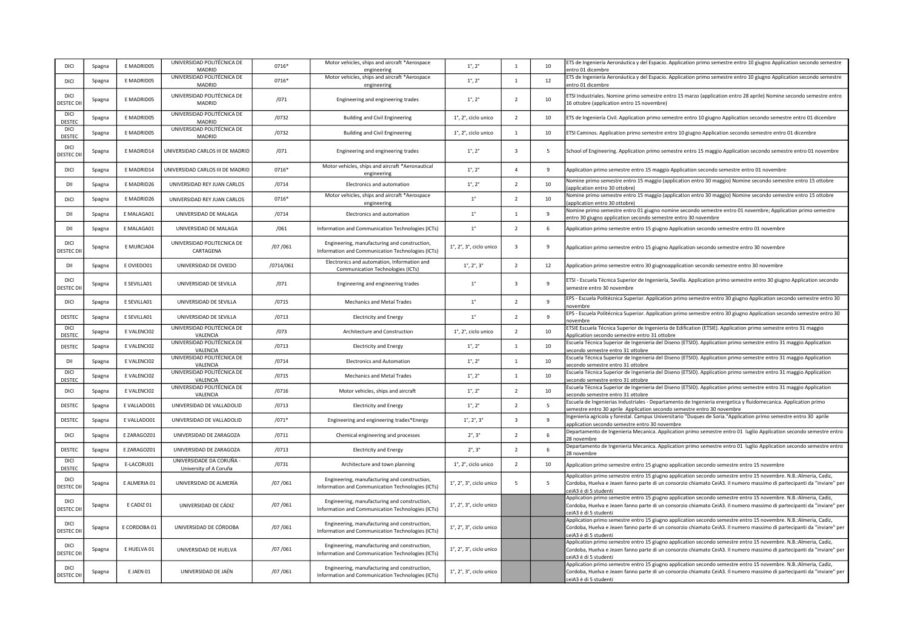| DICI | Spagna | E MADRID05 | UNIVERSIDAD POLITÉCNICA DE MADRID | 0716* | Motor vehicles, ships and aircraft *Aerospace engineering | 1°, 2° | 1 | 10 | ETS de Ingeniería Aeronáutica y del Espacio. Application primo semestre entro 10 giugno Application secondo semestre entro 01 dicembre |
|---|---|---|---|---|---|---|---|---|---|
| DICI | Spagna | E MADRID05 | UNIVERSIDAD POLITÉCNICA DE MADRID | 0716* | Motor vehicles, ships and aircraft *Aerospace engineering | 1°, 2° | 1 | 12 | ETS de Ingeniería Aeronáutica y del Espacio. Application primo semestre entro 10 giugno Application secondo semestre entro 01 dicembre |
| DICI DESTEC DII | Spagna | E MADRID05 | UNIVERSIDAD POLITÉCNICA DE MADRID | /071 | Engineering and engineering trades | 1°, 2° | 2 | 10 | ETSI Industriales. Nomine primo semestre entro 15 marzo (application entro 28 aprile) Nomine secondo semestre entro 16 ottobre (application entro 15 novembre) |
| DICI DESTEC | Spagna | E MADRID05 | UNIVERSIDAD POLITÉCNICA DE MADRID | /0732 | Building and Civil Engineering | 1°, 2°, ciclo unico | 2 | 10 | ETS de Ingeniería Civil. Application primo semestre entro 10 giugno Application secondo semestre entro 01 dicembre |
| DICI DESTEC | Spagna | E MADRID05 | UNIVERSIDAD POLITÉCNICA DE MADRID | /0732 | Building and Civil Engineering | 1°, 2°, ciclo unico | 1 | 10 | ETSI Caminos. Application primo semestre entro 10 giugno Application secondo semestre entro 01 dicembre |
| DICI DESTEC DII | Spagna | E MADRID14 | UNIVERSIDAD CARLOS III DE MADRID | /071 | Engineering and engineering trades | 1°, 2° | 3 | 5 | School of Engineering. Application primo semestre entro 15 maggio Application secondo semestre entro 01 novembre |
| DICI | Spagna | E MADRID14 | UNIVERSIDAD CARLOS III DE MADRID | 0716* | Motor vehicles, ships and aircraft *Aeronautical engineering | 1°, 2° | 4 | 9 | Application primo semestre entro 15 maggio Application secondo semestre entro 01 novembre |
| DII | Spagna | E MADRID26 | UNIVERSIDAD REY JUAN CARLOS | /0714 | Electronics and automation | 1°, 2° | 2 | 10 | Nomine primo semestre entro 15 maggio (application entro 30 maggio) Nomine secondo semestre entro 15 ottobre (application entro 30 ottobre) |
| DICI | Spagna | E MADRID26 | UNIVERSIDAD REY JUAN CARLOS | 0716* | Motor vehicles, ships and aircraft *Aerospace engineering | 1° | 2 | 10 | Nomine primo semestre entro 15 maggio (application entro 30 maggio) Nomine secondo semestre entro 15 ottobre (application entro 30 ottobre) |
| DII | Spagna | E MALAGA01 | UNIVERSIDAD DE MALAGA | /0714 | Electronics and automation | 1° | 1 | 9 | Nomine primo semestre entro 01 giugno nomine secondo semestre entro 01 novembre; Application primo semestre entro 30 giugno application secondo semestre entro 30 novembre |
| DII | Spagna | E MALAGA01 | UNIVERSIDAD DE MALAGA | /061 | Information and Communication Technologies (ICTs) | 1° | 2 | 6 | Application primo semestre entro 15 giugno Application secondo semestre entro 01 novembre |
| DICI DESTEC DII | Spagna | E MURCIA04 | UNIVERSIDAD POLITÉCNICA DE CARTAGENA | /07 /061 | Engineering, manufacturing and construction, Information and Communication Technologies (ICTs) | 1°, 2°, 3°, ciclo unico | 3 | 9 | Application primo semestre entro 15 giugno Application secondo semestre entro 30 novembre |
| DII | Spagna | E OVIEDO01 | UNIVERSIDAD DE OVIEDO | /0714/061 | Electronics and automation, Information and Communication Technologies (ICTs) | 1°, 2°, 3° | 2 | 12 | Application primo semestre entro 30 giugnoapplication secondo semestre entro 30 novembre |
| DICI DESTEC DII | Spagna | E SEVILLA01 | UNIVERSIDAD DE SEVILLA | /071 | Engineering and engineering trades | 1° | 3 | 9 | ETSI - Escuela Técnica Superior de Ingeniería, Sevilla. Application primo semestre entro 30 giugno Application secondo semestre entro 30 novembre |
| DICI | Spagna | E SEVILLA01 | UNIVERSIDAD DE SEVILLA | /0715 | Mechanics and Metal Trades | 1° | 2 | 9 | EPS - Escuela Politécnica Superior. Application primo semestre entro 30 giugno Application secondo semestre entro 30 novembre |
| DESTEC | Spagna | E SEVILLA01 | UNIVERSIDAD DE SEVILLA | /0713 | Electricity and Energy | 1° | 2 | 9 | EPS - Escuela Politécnica Superior. Application primo semestre entro 30 giugno Application secondo semestre entro 30 novembre |
| DICI DESTEC | Spagna | E VALENCI02 | UNIVERSIDAD POLITÉCNICA DE VALENCIA | /073 | Architecture and Construction | 1°, 2°, ciclo unico | 2 | 10 | ETSIE Escuela Técnica Superior de Ingeniería de Edification (ETSIE). Application primo semestre entro 31 maggio Application secondo semestre entro 31 ottobre |
| DESTEC | Spagna | E VALENCI02 | UNIVERSIDAD POLITÉCNICA DE VALENCIA | /0713 | Electricity and Energy | 1°, 2° | 1 | 10 | Escuela Técnica Superior de Ingenieria del Diseno (ETSID). Application primo semestre entro 31 maggio Application secondo semestre entro 31 ottobre |
| DII | Spagna | E VALENCI02 | UNIVERSIDAD POLITÉCNICA DE VALENCIA | /0714 | Electronics and Automation | 1°, 2° | 1 | 10 | Escuela Técnica Superior de Ingenieria del Diseno (ETSID). Application primo semestre entro 31 maggio Application secondo semestre entro 31 ottobre |
| DICI DESTEC | Spagna | E VALENCI02 | UNIVERSIDAD POLITÉCNICA DE VALENCIA | /0715 | Mechanics and Metal Trades | 1°, 2° | 1 | 10 | Escuela Técnica Superior de Ingenieria del Diseno (ETSID). Application primo semestre entro 31 maggio Application secondo semestre entro 31 ottobre |
| DICI | Spagna | E VALENCI02 | UNIVERSIDAD POLITÉCNICA DE VALENCIA | /0716 | Motor vehicles, ships and aircraft | 1°, 2° | 2 | 10 | Escuela Técnica Superior de Ingenieria del Diseno (ETSID). Application primo semestre entro 31 maggio Application secondo semestre entro 31 ottobre |
| DESTEC | Spagna | E VALLADO01 | UNIVERSIDAD DE VALLADOLID | /0713 | Electricity and Energy | 1°, 2° | 2 | 5 | Escuela de Ingenierias Industriales - Departamento de Ingenieria energetica y fluidomecanica. Application primo semestre entro 30 aprile Application secondo semestre entro 30 novembre |
| DESTEC | Spagna | E VALLADO01 | UNIVERSIDAD DE VALLADOLID | /071* | Engineering and engineering trades*Energy | 1°, 2°, 3° | 3 | 9 | Ingenieria agricola y forestal. Campus Universitario "Duques de Soria."Application primo semestre entro 30 aprile application secondo semestre entro 30 novembre |
| DICI | Spagna | E ZARAGOZ01 | UNIVERSIDAD DE ZARAGOZA | /0711 | Chemical engineering and processes | 2°, 3° | 2 | 6 | Departamento de Ingenieria Mecanica. Application primo semestre entro 01 luglio Application secondo semestre entro 28 novembre |
| DESTEC | Spagna | E ZARAGOZ01 | UNIVERSIDAD DE ZARAGOZA | /0713 | Electricity and Energy | 2°, 3° | 2 | 6 | Departamento de Ingenieria Mecanica. Application primo semestre entro 01 luglio Application secondo semestre entro 28 novembre |
| DICI DESTEC | Spagna | E-LACORU01 | UNIVERSIDADE DA CORUÑA - University of A Coruña | /0731 | Architecture and town planning | 1°, 2°, ciclo unico | 2 | 10 | Application primo semestre entro 15 giugno Application secondo semestre entro 15 novembre |
| DICI DESTEC DII | Spagna | E ALMERIA 01 | UNIVERSIDAD DE ALMERÍA | /07 /061 | Engineering, manufacturing and construction, Information and Communication Technologies (ICTs) | 1°, 2°, 3°, ciclo unico | 5 | 5 | Application primo semestre entro 15 giugno application secondo semestre entro 15 novembre. N.B.:Almeria, Cadiz, Cordoba, Huelva e Jeaen fanno parte di un consorzio chiamato CeiA3. Il numero massimo di partecipanti da "inviare" per ceiA3 è di 5 studenti |
| DICI DESTEC DII | Spagna | E CADIZ 01 | UNIVERSIDAD DE CÁDIZ | /07 /061 | Engineering, manufacturing and construction, Information and Communication Technologies (ICTs) | 1°, 2°, 3°, ciclo unico | | | Application primo semestre entro 15 giugno application secondo semestre entro 15 novembre. N.B.:Almeria, Cadiz, Cordoba, Huelva e Jeaen fanno parte di un consorzio chiamato CeiA3. Il numero massimo di partecipanti da "inviare" per ceiA3 è di 5 studenti |
| DICI DESTEC DII | Spagna | E CORDOBA 01 | UNIVERSIDAD DE CÓRDOBA | /07 /061 | Engineering, manufacturing and construction, Information and Communication Technologies (ICTs) | 1°, 2°, 3°, ciclo unico | | | Application primo semestre entro 15 giugno application secondo semestre entro 15 novembre. N.B.:Almeria, Cadiz, Cordoba, Huelva e Jeaen fanno parte di un consorzio chiamato CeiA3. Il numero massimo di partecipanti da "inviare" per ceiA3 è di 5 studenti |
| DICI DESTEC DII | Spagna | E HUELVA 01 | UNIVERSIDAD DE HUELVA | /07 /061 | Engineering, manufacturing and construction, Information and Communication Technologies (ICTs) | 1°, 2°, 3°, ciclo unico | | | Application primo semestre entro 15 giugno application secondo semestre entro 15 novembre. N.B.:Almeria, Cadiz, Cordoba, Huelva e Jeaen fanno parte di un consorzio chiamato CeiA3. Il numero massimo di partecipanti da "inviare" per ceiA3 è di 5 studenti |
| DICI DESTEC DII | Spagna | E JAEN 01 | UNIVERSIDAD DE JAÉN | /07 /061 | Engineering, manufacturing and construction, Information and Communication Technologies (ICTs) | 1°, 2°, 3°, ciclo unico | | | Application primo semestre entro 15 giugno application secondo semestre entro 15 novembre. N.B.:Almeria, Cadiz, Cordoba, Huelva e Jeaen fanno parte di un consorzio chiamato CeiA3. Il numero massimo di partecipanti da "inviare" per ceiA3 è di 5 studenti |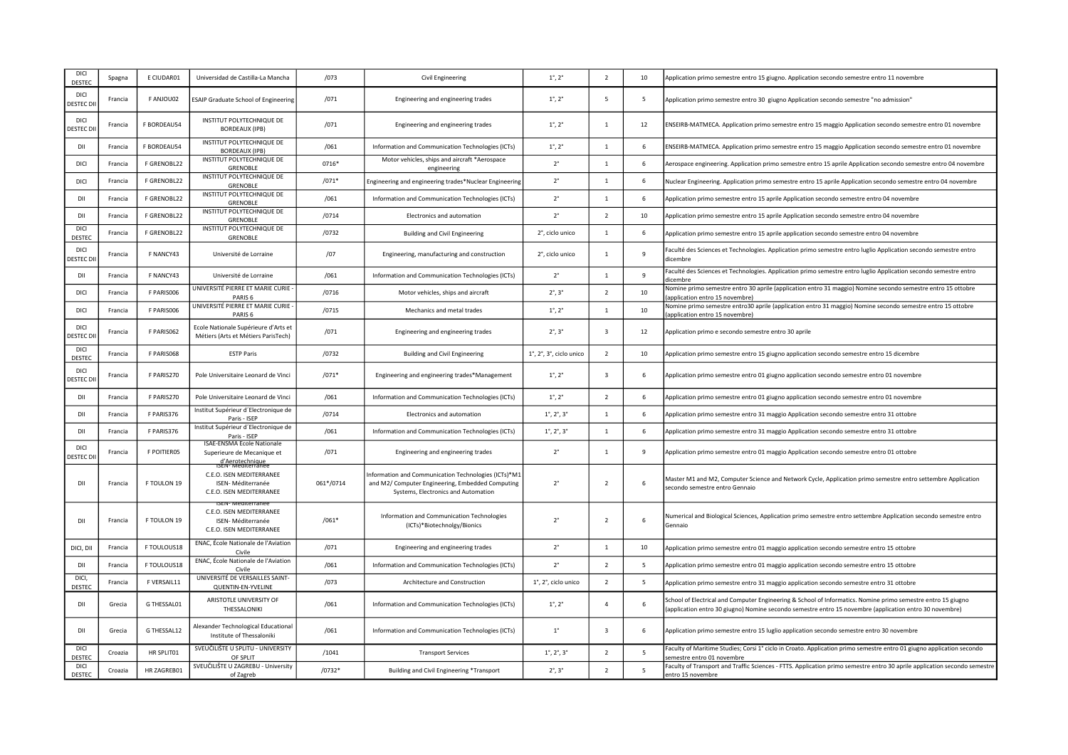| DICI DESTEC | Spagna | E CIUDAR01 | Universidad de Castilla-La Mancha | /073 | Civil Engineering | 1°, 2° | 2 | 10 | Application primo semestre entro 15 giugno. Application secondo semestre entro 11 novembre |
|---|---|---|---|---|---|---|---|---|---|
| DICI DESTEC DII | Francia | F ANJOU02 | ESAIP Graduate School of Engineering | /071 | Engineering and engineering trades | 1°, 2° | 5 | 5 | Application primo semestre entro 30 giugno Application secondo semestre "no admission" |
| DICI DESTEC DII | Francia | F BORDEAU54 | INSTITUT POLYTECHNIQUE DE BORDEAUX (IPB) | /071 | Engineering and engineering trades | 1°, 2° | 1 | 12 | ENSEIRB-MATMECA. Application primo semestre entro 15 maggio Application secondo semestre entro 01 novembre |
| DII | Francia | F BORDEAU54 | INSTITUT POLYTECHNIQUE DE BORDEAUX (IPB) | /061 | Information and Communication Technologies (ICTs) | 1°, 2° | 1 | 6 | ENSEIRB-MATMECA. Application primo semestre entro 15 maggio Application secondo semestre entro 01 novembre |
| DICI | Francia | F GRENOBL22 | INSTITUT POLYTECHNIQUE DE GRENOBLE | 0716* | Motor vehicles, ships and aircraft *Aerospace engineering | 2° | 1 | 6 | Aerospace engineering. Application primo semestre entro 15 aprile Application secondo semestre entro 04 novembre |
| DICI | Francia | F GRENOBL22 | INSTITUT POLYTECHNIQUE DE GRENOBLE | /071* | Engineering and engineering trades*Nuclear Engineering | 2° | 1 | 6 | Nuclear Engineering. Application primo semestre entro 15 aprile Application secondo semestre entro 04 novembre |
| DII | Francia | F GRENOBL22 | INSTITUT POLYTECHNIQUE DE GRENOBLE | /061 | Information and Communication Technologies (ICTs) | 2° | 1 | 6 | Application primo semestre entro 15 aprile Application secondo semestre entro 04 novembre |
| DII | Francia | F GRENOBL22 | INSTITUT POLYTECHNIQUE DE GRENOBLE | /0714 | Electronics and automation | 2° | 2 | 10 | Application primo semestre entro 15 aprile Application secondo semestre entro 04 novembre |
| DICI DESTEC | Francia | F GRENOBL22 | INSTITUT POLYTECHNIQUE DE GRENOBLE | /0732 | Building and Civil Engineering | 2°, ciclo unico | 1 | 6 | Application primo semestre entro 15 aprile application secondo semestre entro 04 novembre |
| DICI DESTEC DII | Francia | F NANCY43 | Université de Lorraine | /07 | Engineering, manufacturing and construction | 2°, ciclo unico | 1 | 9 | Faculté des Sciences et Technologies. Application primo semestre entro luglio Application secondo semestre entro dicembre |
| DII | Francia | F NANCY43 | Université de Lorraine | /061 | Information and Communication Technologies (ICTs) | 2° | 1 | 9 | Faculté des Sciences et Technologies. Application primo semestre entro luglio Application secondo semestre entro dicembre |
| DICI | Francia | F PARIS006 | UNIVERSITÉ PIERRE ET MARIE CURIE - PARIS 6 | /0716 | Motor vehicles, ships and aircraft | 2°, 3° | 2 | 10 | Nomine primo semestre entro 30 aprile (application entro 31 maggio) Nomine secondo semestre entro 15 ottobre (application entro 15 novembre) |
| DICI | Francia | F PARIS006 | UNIVERSITÉ PIERRE ET MARIE CURIE - PARIS 6 | /0715 | Mechanics and metal trades | 1°, 2° | 1 | 10 | Nomine primo semestre entro30 aprile (application entro 31 maggio) Nomine secondo semestre entro 15 ottobre (application entro 15 novembre) |
| DICI DESTEC DII | Francia | F PARIS062 | Ecole Nationale Supérieure d'Arts et Métiers (Arts et Métiers ParisTech) | /071 | Engineering and engineering trades | 2°, 3° | 3 | 12 | Application primo e secondo semestre entro 30 aprile |
| DICI DESTEC | Francia | F PARIS068 | ESTP Paris | /0732 | Building and Civil Engineering | 1°, 2°, 3°, ciclo unico | 2 | 10 | Application primo semestre entro 15 giugno application secondo semestre entro 15 dicembre |
| DICI DESTEC DII | Francia | F PARIS270 | Pole Universitaire Leonard de Vinci | /071* | Engineering and engineering trades*Management | 1°, 2° | 3 | 6 | Application primo semestre entro 01 giugno application secondo semestre entro 01 novembre |
| DII | Francia | F PARIS270 | Pole Universitaire Leonard de Vinci | /061 | Information and Communication Technologies (ICTs) | 1°, 2° | 2 | 6 | Application primo semestre entro 01 giugno application secondo semestre entro 01 novembre |
| DII | Francia | F PARIS376 | Institut Supérieur d´Electronique de Paris - ISEP | /0714 | Electronics and automation | 1°, 2°, 3° | 1 | 6 | Application primo semestre entro 31 maggio Application secondo semestre entro 31 ottobre |
| DII | Francia | F PARIS376 | Institut Supérieur d´Electronique de Paris - ISEP | /061 | Information and Communication Technologies (ICTs) | 1°, 2°, 3° | 1 | 6 | Application primo semestre entro 31 maggio Application secondo semestre entro 31 ottobre |
| DICI DESTEC DII | Francia | F POITIER05 | ISAE-ENSMA Ecole Nationale Superieure de Mecanique et d'Aerotechnique | /071 | Engineering and engineering trades | 2° | 1 | 9 | Application primo semestre entro 01 maggio Application secondo semestre entro 01 ottobre |
| DII | Francia | F TOULON 19 | ISEN- Méditerranée C.E.O. ISEN MEDITERRANEE ISEN- Méditerranée C.E.O. ISEN MEDITERRANEE | 061*/0714 | Information and Communication Technologies (ICTs)*M1 and M2/ Computer Engineering, Embedded Computing Systems, Electronics and Automation | 2° | 2 | 6 | Master M1 and M2, Computer Science and Network Cycle, Application primo semestre entro settembre Application secondo semestre entro Gennaio |
| DII | Francia | F TOULON 19 | ISEN- Méditerranée C.E.O. ISEN MEDITERRANEE ISEN- Méditerranée C.E.O. ISEN MEDITERRANEE | /061* | Information and Communication Technologies (ICTs)*Biotechnolgy/Bionics | 2° | 2 | 6 | Numerical and Biological Sciences, Application primo semestre entro settembre Application secondo semestre entro Gennaio |
| DICI, DII | Francia | F TOULOUS18 | ENAC, École Nationale de l'Aviation Civile | /071 | Engineering and engineering trades | 2° | 1 | 10 | Application primo semestre entro 01 maggio application secondo semestre entro 15 ottobre |
| DII | Francia | F TOULOUS18 | ENAC, École Nationale de l'Aviation Civile | /061 | Information and Communication Technologies (ICTs) | 2° | 2 | 5 | Application primo semestre entro 01 maggio application secondo semestre entro 15 ottobre |
| DICI, DESTEC | Francia | F VERSAIL11 | UNIVERSITÉ DE VERSAILLES SAINT-QUENTIN-EN-YVELINE | /073 | Architecture and Construction | 1°, 2°, ciclo unico | 2 | 5 | Application primo semestre entro 31 maggio application secondo semestre entro 31 ottobre |
| DII | Grecia | G THESSAL01 | ARISTOTLE UNIVERSITY OF THESSALONIKI | /061 | Information and Communication Technologies (ICTs) | 1°, 2° | 4 | 6 | School of Electrical and Computer Engineering & School of Informatics. Nomine primo semestre entro 15 giugno (application entro 30 giugno) Nomine secondo semestre entro 15 novembre (application entro 30 novembre) |
| DII | Grecia | G THESSAL12 | Alexander Technological Educational Institute of Thessaloniki | /061 | Information and Communication Technologies (ICTs) | 1° | 3 | 6 | Application primo semestre entro 15 luglio application secondo semestre entro 30 novembre |
| DICI DESTEC | Croazia | HR SPLIT01 | SVEUČILIŠTE U SPLITU - UNIVERSITY OF SPLIT | /1041 | Transport Services | 1°, 2°, 3° | 2 | 5 | Faculty of Maritime Studies; Corsi 1° ciclo in Croato. Application primo semestre entro 01 giugno application secondo semestre entro 01 novembre |
| DICI DESTEC | Croazia | HR ZAGREB01 | SVEUČILIŠTE U ZAGREBU - University of Zagreb | /0732* | Building and Civil Engineering *Transport | 2°, 3° | 2 | 5 | Faculty of Transport and Traffic Sciences - FTTS. Application primo semestre entro 30 aprile application secondo semestre entro 15 novembre |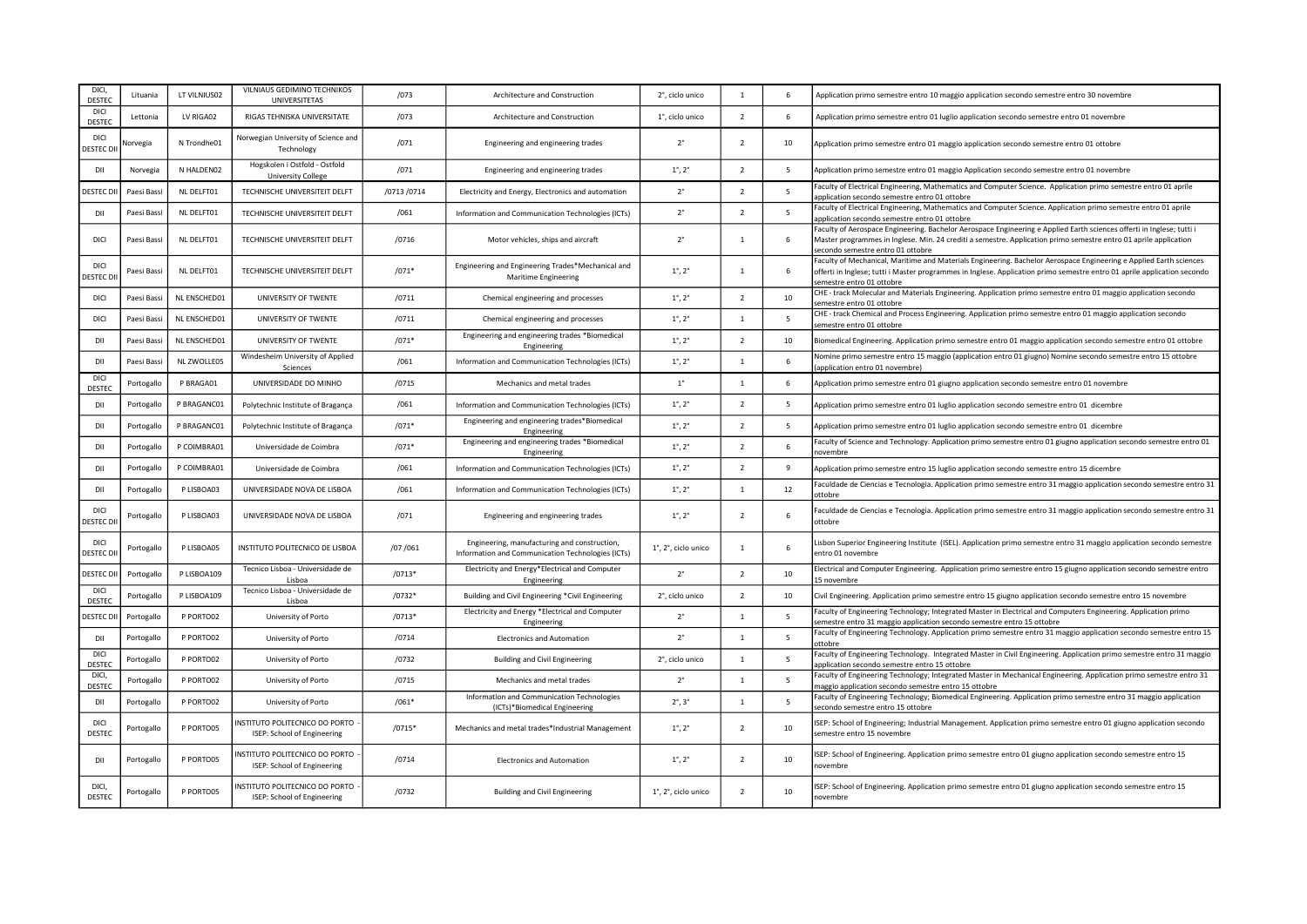| | | | | | | | | | |
|---|---|---|---|---|---|---|---|---|---|
| DICI, DESTEC | Lituania | LT VILNIUS02 | VILNIAUS GEDIMINO TECHNIKOS UNIVERSITETAS | /073 | Architecture and Construction | 2°, ciclo unico | 1 | 6 | Application primo semestre entro 10 maggio application secondo semestre entro 30 novembre |
| DICI DESTEC | Lettonia | LV RIGA02 | RIGAS TEHNISKA UNIVERSITATE | /073 | Architecture and Construction | 1°, ciclo unico | 2 | 6 | Application primo semestre entro 01 luglio application secondo semestre entro 01 novembre |
| DICI DESTEC DII | Norvegia | N Trondhe01 | Norwegian University of Science and Technology | /071 | Engineering and engineering trades | 2° | 2 | 10 | Application primo semestre entro 01 maggio application secondo semestre entro 01 ottobre |
| DII | Norvegia | N HALDEN02 | Hogskolen i Ostfold - Ostfold University College | /071 | Engineering and engineering trades | 1°, 2° | 2 | 5 | Application primo semestre entro 01 maggio Application secondo semestre entro 01 novembre |
| DESTEC DII | Paesi Bassi | NL DELFT01 | TECHNISCHE UNIVERSITEIT DELFT | /0713 /0714 | Electricity and Energy, Electronics and automation | 2° | 2 | 5 | Faculty of Electrical Engineering, Mathematics and Computer Science. Application primo semestre entro 01 aprile application secondo semestre entro 01 ottobre |
| DII | Paesi Bassi | NL DELFT01 | TECHNISCHE UNIVERSITEIT DELFT | /061 | Information and Communication Technologies (ICTs) | 2° | 2 | 5 | Faculty of Electrical Engineering, Mathematics and Computer Science. Application primo semestre entro 01 aprile application secondo semestre entro 01 ottobre |
| DICI | Paesi Bassi | NL DELFT01 | TECHNISCHE UNIVERSITEIT DELFT | /0716 | Motor vehicles, ships and aircraft | 2° | 1 | 6 | Faculty of Aerospace Engineering. Bachelor Aerospace Engineering e Applied Earth sciences offerti in Inglese; tutti i Master programmes in Inglese. Min. 24 crediti a semestre. Application primo semestre entro 01 aprile application secondo semestre entro 01 ottobre |
| DICI DESTEC DII | Paesi Bassi | NL DELFT01 | TECHNISCHE UNIVERSITEIT DELFT | /071* | Engineering and Engineering Trades*Mechanical and Maritime Engineering | 1°, 2° | 1 | 6 | Faculty of Mechanical, Maritime and Materials Engineering. Bachelor Aerospace Engineering e Applied Earth sciences offerti in Inglese; tutti i Master programmes in Inglese. Application primo semestre entro 01 aprile application secondo semestre entro 01 ottobre |
| DICI | Paesi Bassi | NL ENSCHED01 | UNIVERSITY OF TWENTE | /0711 | Chemical engineering and processes | 1°, 2° | 2 | 10 | CHE - track Molecular and Materials Engineering. Application primo semestre entro 01 maggio application secondo semestre entro 01 ottobre |
| DICI | Paesi Bassi | NL ENSCHED01 | UNIVERSITY OF TWENTE | /0711 | Chemical engineering and processes | 1°, 2° | 1 | 5 | CHE - track Chemical and Process Engineering. Application primo semestre entro 01 maggio application secondo semestre entro 01 ottobre |
| DII | Paesi Bassi | NL ENSCHED01 | UNIVERSITY OF TWENTE | /071* | Engineering and engineering trades *Biomedical Engineering | 1°, 2° | 2 | 10 | Biomedical Engineering. Application primo semestre entro 01 maggio application secondo semestre entro 01 ottobre |
| DII | Paesi Bassi | NL ZWOLLE05 | Windesheim University of Applied Sciences | /061 | Information and Communication Technologies (ICTs) | 1°, 2° | 1 | 6 | Nomine primo semestre entro 15 maggio (application entro 01 giugno) Nomine secondo semestre entro 15 ottobre (application entro 01 novembre) |
| DICI DESTEC | Portogallo | P BRAGA01 | UNIVERSIDADE DO MINHO | /0715 | Mechanics and metal trades | 1° | 1 | 6 | Application primo semestre entro 01 giugno application secondo semestre entro 01 novembre |
| DII | Portogallo | P BRAGANC01 | Polytechnic Institute of Bragança | /061 | Information and Communication Technologies (ICTs) | 1°, 2° | 2 | 5 | Application primo semestre entro 01 luglio application secondo semestre entro 01 dicembre |
| DII | Portogallo | P BRAGANC01 | Polytechnic Institute of Bragança | /071* | Engineering and engineering trades*Biomedical Engineering | 1°, 2° | 2 | 5 | Application primo semestre entro 01 luglio application secondo semestre entro 01 dicembre |
| DII | Portogallo | P COIMBRA01 | Universidade de Coimbra | /071* | Engineering and engineering trades *Biomedical Engineering | 1°, 2° | 2 | 6 | Faculty of Science and Technology. Application primo semestre entro 01 giugno application secondo semestre entro 01 novembre |
| DII | Portogallo | P COIMBRA01 | Universidade de Coimbra | /061 | Information and Communication Technologies (ICTs) | 1°, 2° | 2 | 9 | Application primo semestre entro 15 luglio application secondo semestre entro 15 dicembre |
| DII | Portogallo | P LISBOA03 | UNIVERSIDADE NOVA DE LISBOA | /061 | Information and Communication Technologies (ICTs) | 1°, 2° | 1 | 12 | Faculdade de Ciencias e Tecnologia. Application primo semestre entro 31 maggio application secondo semestre entro 31 ottobre |
| DICI DESTEC DII | Portogallo | P LISBOA03 | UNIVERSIDADE NOVA DE LISBOA | /071 | Engineering and engineering trades | 1°, 2° | 2 | 6 | Faculdade de Ciencias e Tecnologia. Application primo semestre entro 31 maggio application secondo semestre entro 31 ottobre |
| DICI DESTEC DII | Portogallo | P LISBOA05 | INSTITUTO POLITECNICO DE LISBOA | /07 /061 | Engineering, manufacturing and construction, Information and Communication Technologies (ICTs) | 1°, 2°, ciclo unico | 1 | 6 | Lisbon Superior Engineering Institute (ISEL). Application primo semestre entro 31 maggio application secondo semestre entro 01 novembre |
| DESTEC DII | Portogallo | P LISBOA109 | Tecnico Lisboa - Universidade de Lisboa | /0713* | Electricity and Energy*Electrical and Computer Engineering | 2° | 2 | 10 | Electrical and Computer Engineering. Application primo semestre entro 15 giugno application secondo semestre entro 15 novembre |
| DICI DESTEC | Portogallo | P LISBOA109 | Tecnico Lisboa - Universidade de Lisboa | /0732* | Building and Civil Engineering *Civil Engineering | 2°, ciclo unico | 2 | 10 | Civil Engineering. Application primo semestre entro 15 giugno application secondo semestre entro 15 novembre |
| DESTEC DII | Portogallo | P PORTO02 | University of Porto | /0713* | Electricity and Energy *Electrical and Computer Engineering | 2° | 1 | 5 | Faculty of Engineering Technology; Integrated Master in Electrical and Computers Engineering. Application primo semestre entro 31 maggio application secondo semestre entro 15 ottobre |
| DII | Portogallo | P PORTO02 | University of Porto | /0714 | Electronics and Automation | 2° | 1 | 5 | Faculty of Engineering Technology. Application primo semestre entro 31 maggio application secondo semestre entro 15 ottobre |
| DICI DESTEC | Portogallo | P PORTO02 | University of Porto | /0732 | Building and Civil Engineering | 2°, ciclo unico | 1 | 5 | Faculty of Engineering Technology. Integrated Master in Civil Engineering. Application primo semestre entro 31 maggio application secondo semestre entro 15 ottobre |
| DICI, DESTEC | Portogallo | P PORTO02 | University of Porto | /0715 | Mechanics and metal trades | 2° | 1 | 5 | Faculty of Engineering Technology; Integrated Master in Mechanical Engineering. Application primo semestre entro 31 maggio application secondo semestre entro 15 ottobre |
| DII | Portogallo | P PORTO02 | University of Porto | /061* | Information and Communication Technologies (ICTs)*Biomedical Engineering | 2°, 3° | 1 | 5 | Faculty of Engineering Technology; Biomedical Engineering. Application primo semestre entro 31 maggio application secondo semestre entro 15 ottobre |
| DICI DESTEC | Portogallo | P PORTO05 | INSTITUTO POLITECNICO DO PORTO - ISEP: School of Engineering | /0715* | Mechanics and metal trades*Industrial Management | 1°, 2° | 2 | 10 | ISEP: School of Engineering; Industrial Management. Application primo semestre entro 01 giugno application secondo semestre entro 15 novembre |
| DII | Portogallo | P PORTO05 | INSTITUTO POLITECNICO DO PORTO - ISEP: School of Engineering | /0714 | Electronics and Automation | 1°, 2° | 2 | 10 | ISEP: School of Engineering. Application primo semestre entro 01 giugno application secondo semestre entro 15 novembre |
| DICI, DESTEC | Portogallo | P PORTO05 | INSTITUTO POLITECNICO DO PORTO - ISEP: School of Engineering | /0732 | Building and Civil Engineering | 1°, 2°, ciclo unico | 2 | 10 | ISEP: School of Engineering. Application primo semestre entro 01 giugno application secondo semestre entro 15 novembre |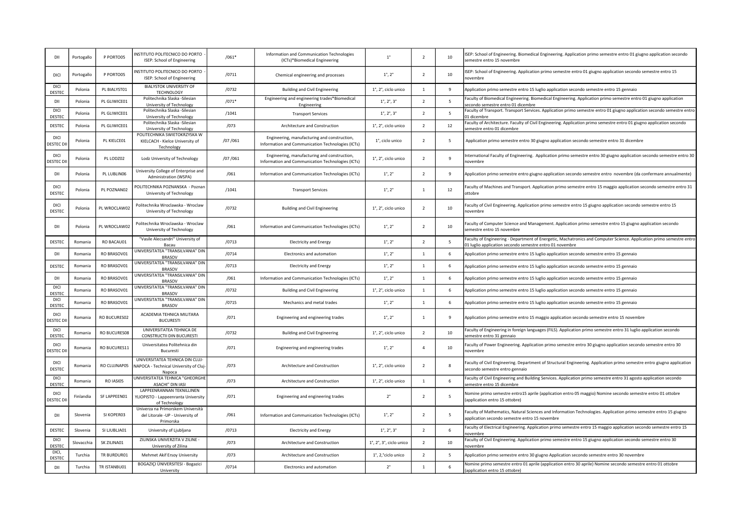| DII | Portogallo | P PORTO05 | INSTITUTO POLITECNICO DO PORTO - ISEP: School of Engineering | /061* | Information and Communication Technologies (ICTs)*Biomedical Engineering | 1° | 2 | 10 | ISEP: School of Engineering. Biomedical Engineering. Application primo semestre entro 01 giugno application secondo semestre entro 15 novembre |
|---|---|---|---|---|---|---|---|---|---|
| DICI | Portogallo | P PORTO05 | INSTITUTO POLITECNICO DO PORTO - ISEP: School of Engineering | /0711 | Chemical engineering and processes | 1°, 2° | 2 | 10 | ISEP: School of Engineering. Application primo semestre entro 01 giugno application secondo semestre entro 15 novembre |
| DICI DESTEC | Polonia | PL BIALYST01 | BIALYSTOK UNIVERSITY OF TECHNOLOGY | /0732 | Building and Civil Engineering | 1°, 2°, ciclo unico | 1 | 9 | Application primo semestre entro 15 luglio application secondo semestre entro 15 gennaio |
| DII | Polonia | PL GLIWICE01 | Politechnika Slaska -Silesian University of Technology | /071* | Engineering and engineering trades*Biomedical Engineering | 1°, 2°, 3° | 2 | 5 | Faculty of Biomedical Engineering. Biomedical Engineering. Application primo semestre entro 01 giugno application secondo semestre entro 01 dicembre |
| DICI DESTEC | Polonia | PL GLIWICE01 | Politechnika Slaska -Silesian University of Technology | /1041 | Transport Services | 1°, 2°, 3° | 2 | 5 | Faculty of Transport. Transport Services. Application primo semestre entro 01 giugno application secondo semestre entro 01 dicembre |
| DESTEC | Polonia | PL GLIWICE01 | Politechnika Slaska -Silesian University of Technology | /073 | Architecture and Construction | 1°, 2°, ciclo unico | 2 | 12 | Faculty of Architecture. Faculty of Civil Engineering. Application primo semestre entro 01 giugno application secondo semestre entro 01 dicembre |
| DICI DESTEC DII | Polonia | PL KIELCE01 | POLITECHNIKA SWIETOKRZYSKA W KIELCACH - Kielce University of Technology | /07 /061 | Engineering, manufacturing and construction, Information and Communication Technologies (ICTs) | 1°, ciclo unico | 2 | 5 | Application primo semestre entro 30 giugno application secondo semestre entro 31 dicembre |
| DICI DESTEC DII | Polonia | PL LODZ02 | Lodz University of Technology | /07 /061 | Engineering, manufacturing and construction, Information and Communication Technologies (ICTs) | 1°, 2°, ciclo unico | 2 | 9 | International Faculty of Engineering. Application primo semestre entro 30 giugno application secondo semestre entro 30 novembre |
| DII | Polonia | PL LUBLIN06 | University College of Enterprise and Administration (WSPA) | /061 | Information and Communication Technologies (ICTs) | 1°, 2° | 2 | 9 | Application primo semestre entro giugno application secondo semestre entro novembre (da confermare annualmente) |
| DICI DESTEC | Polonia | PL POZNAN02 | POLITECHNIKA POZNANSKA - Poznan University of Technology | /1041 | Transport Services | 1°, 2° | 1 | 12 | Faculty of Machines and Transport. Application primo semestre entro 15 maggio application secondo semestre entro 31 ottobre |
| DICI DESTEC | Polonia | PL WROCLAW02 | Politechnika Wroclawska - Wroclaw University of Technology | /0732 | Building and Civil Engineering | 1°, 2°, ciclo unico | 2 | 10 | Faculty of Civil Engineering. Application primo semestre entro 15 giugno application secondo semestre entro 15 novembre |
| DII | Polonia | PL WROCLAW02 | Politechnika Wroclawska - Wroclaw University of Technology | /061 | Information and Communication Technologies (ICTs) | 1°, 2° | 2 | 10 | Faculty of Computer Science and Management. Application primo semestre entro 15 giugno application secondo semestre entro 15 novembre |
| DESTEC | Romania | RO BACAU01 | "Vasile Alecsandri" University of Bacau | /0713 | Electricity and Energy | 1°, 2° | 2 | 5 | Faculty of Engineering - Department of Energetic, Machatronics and Computer Science. Application primo semestre entro 01 luglio application secondo semestre entro 01 novembre |
| DII | Romania | RO BRASOV01 | UNIVERSITATEA "TRANSILVANIA" DIN BRASOV | /0714 | Electronics and automation | 1°, 2° | 1 | 6 | Application primo semestre entro 15 luglio application secondo semestre entro 15 gennaio |
| DESTEC | Romania | RO BRASOV01 | UNIVERSITATEA "TRANSILVANIA" DIN BRASOV | /0713 | Electricity and Energy | 1°, 2° | 1 | 6 | Application primo semestre entro 15 luglio application secondo semestre entro 15 gennaio |
| DII | Romania | RO BRASOV01 | UNIVERSITATEA "TRANSILVANIA" DIN BRASOV | /061 | Information and Communication Technologies (ICTs) | 1°, 2° | 1 | 6 | Application primo semestre entro 15 luglio application secondo semestre entro 15 gennaio |
| DICI DESTEC | Romania | RO BRASOV01 | UNIVERSITATEA "TRANSILVANIA" DIN BRASOV | /0732 | Building and Civil Engineering | 1°, 2°, ciclo unico | 1 | 6 | Application primo semestre entro 15 luglio application secondo semestre entro 15 gennaio |
| DICI DESTEC | Romania | RO BRASOV01 | UNIVERSITATEA "TRANSILVANIA" DIN BRASOV | /0715 | Mechanics and metal trades | 1°, 2° | 1 | 6 | Application primo semestre entro 15 luglio application secondo semestre entro 15 gennaio |
| DICI DESTEC DII | Romania | RO BUCURES02 | ACADEMIA TEHNICA MILITARA BUCURESTI | /071 | Engineering and engineering trades | 1°, 2° | 1 | 9 | Application primo semestre entro 15 maggio application secondo semestre entro 15 novembre |
| DICI DESTEC | Romania | RO BUCURES08 | UNIVERSITATEA TEHNICA DE CONSTRUCTII DIN BUCURESTI | /0732 | Building and Civil Engineering | 1°, 2°, ciclo unico | 2 | 10 | Faculty of Engineering in foreign languages (FILS). Application primo semestre entro 31 luglio application secondo semestre entro 31 gennaio |
| DICI DESTEC DII | Romania | RO BUCURES11 | Universitatea Politehnica din Bucuresti | /071 | Engineering and engineering trades | 1°, 2° | 4 | 10 | Faculty of Power Engineering. Application primo semestre entro 30 giugno application secondo semestre entro 30 novembre |
| DICI DESTEC | Romania | RO CLUJNAP05 | UNIVERSITATEA TEHNICA DIN CLUJ-NAPOCA - Technical University of Cluj-Napoca | /073 | Architecture and Construction | 1°, 2°, ciclo unico | 2 | 8 | Faculty of Civil Engineering. Department of Structural Engineering. Application primo semestre entro giugno application secondo semestre entro gennaio |
| DICI DESTEC | Romania | RO IASI05 | UNIVERSITATEA TEHNICA "GHEORGHE ASACHI" DIN IASI | /073 | Architecture and Construction | 1°, 2°, ciclo unico | 1 | 6 | Faculty of Civil Engineering and Building Services. Application primo semestre entro 31 agosto application secondo semestre entro 15 dicembre |
| DICI DESTEC DII | Finlandia | SF LAPPEEN01 | LAPPEENRANNAN TEKNILLINEN YLIOPISTO - Lappeenranta University of Technology | /071 | Engineering and engineering trades | 2° | 2 | 5 | Nomine primo semestre entro15 aprile (application entro 05 maggio) Nomine secondo semestre entro 01 ottobre (application entro 15 ottobre) |
| DII | Slovenia | SI KOPER03 | Univerza na Primorskem Università del Litorale -UP - University of Primorska | /061 | Information and Communication Technologies (ICTs) | 1°, 2° | 2 | 5 | Faculty of Mathematics, Natural Sciences and Information Technologies. Application primo semestre entro 15 giugno application secondo semestre entro 15 novembre |
| DESTEC | Slovenia | SI LJUBLJA01 | University of Ljubljana | /0713 | Electricity and Energy | 1°, 2°, 3° | 2 | 6 | Faculty of Electrical Engineering. Application primo semestre entro 15 maggio application secondo semestre entro 15 novembre |
| DICI DESTEC | Slovacchia | SK ZILINA01 | ZILINSKA UNIVERZITA V ZILINE - University of Zilina | /073 | Architecture and Construction | 1°, 2°, 3°, ciclo unico | 2 | 10 | Faculty of Civil Engineering. Application primo semestre entro 15 giugno application secondo semestre entro 30 novembre |
| DICI, DESTEC | Turchia | TR BURDUR01 | Mehmet Akif Ersoy University | /073 | Architecture and Construction | 1°, 2,°ciclo unico | 2 | 5 | Application primo semestre entro 30 giugno Application secondo semestre entro 30 novembre |
| DII | Turchia | TR ISTANBU01 | BOGAZIÇI ÜNIVERSITESI - Bogazici University | /0714 | Electronics and automation | 2° | 1 | 6 | Nomine primo semestre entro 01 aprile (application entro 30 aprile) Nomine secondo semestre entro 01 ottobre (application entro 15 ottobre) |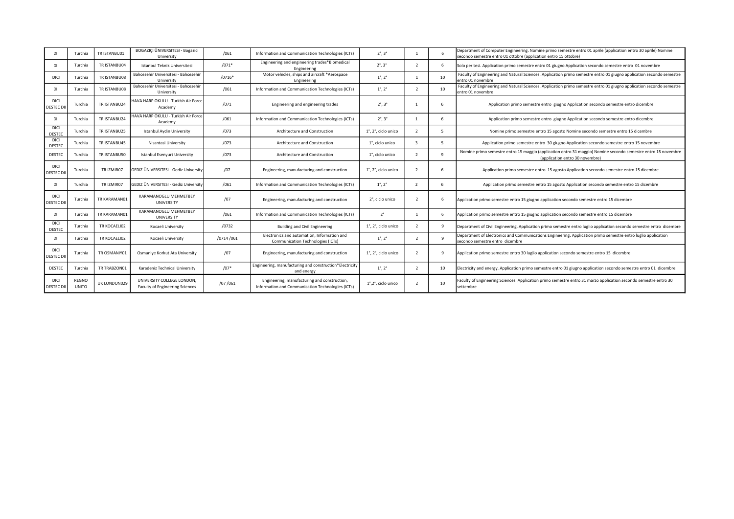| | | | | | | | | | |
|---|---|---|---|---|---|---|---|---|---|
| DII | Turchia | TR ISTANBU01 | BOGAZIÇI ÜNIVERSITESI - Bogazici University | /061 | Information and Communication Technologies (ICTs) | 2°, 3° | 1 | 6 | Department of Computer Engineering. Nomine primo semestre entro 01 aprile (application entro 30 aprile) Nomine secondo semestre entro 01 ottobre (application entro 15 ottobre) |
| DII | Turchia | TR ISTANBU04 | Istanbul Teknik Universitesi | /071* | Engineering and engineering trades*Biomedical Engineering | 2°, 3° | 2 | 6 | Solo per tesi. Application primo semestre entro 01 giugno Application secondo semestre entro 01 novembre |
| DICI | Turchia | TR ISTANBU08 | Bahcesehir Universitesi - Bahcesehir University | /0716* | Motor vehicles, ships and aircraft *Aerospace Engineering | 1°, 2° | 1 | 10 | Faculty of Engineering and Natural Sciences. Application primo semestre entro 01 giugno application secondo semestre entro 01 novembre |
| DII | Turchia | TR ISTANBU08 | Bahcesehir Universitesi - Bahcesehir University | /061 | Information and Communication Technologies (ICTs) | 1°, 2° | 2 | 10 | Faculty of Engineering and Natural Sciences. Application primo semestre entro 01 giugno application secondo semestre entro 01 novembre |
| DICI DESTEC DII | Turchia | TR ISTANBU24 | HAVA HARP OKULU - Turkish Air Force Academy | /071 | Engineering and engineering trades | 2°, 3° | 1 | 6 | Application primo semestre entro giugno Application secondo semestre entro dicembre |
| DII | Turchia | TR ISTANBU24 | HAVA HARP OKULU - Turkish Air Force Academy | /061 | Information and Communication Technologies (ICTs) | 2°, 3° | 1 | 6 | Application primo semestre entro giugno Application secondo semestre entro dicembre |
| DICI DESTEC | Turchia | TR ISTANBU25 | Istanbul Aydin University | /073 | Architecture and Construction | 1°, 2°, ciclo unico | 2 | 5 | Nomine primo semestre entro 15 agosto Nomine secondo semestre entro 15 dicembre |
| DICI DESTEC | Turchia | TR ISTANBU45 | Nisantasi University | /073 | Architecture and Construction | 1°, ciclo unico | 3 | 5 | Application primo semestre entro 30 giugno Application secondo semestre entro 15 novembre |
| DESTEC | Turchia | TR ISTANBU50 | Istanbul Esenyurt University | /073 | Architecture and Construction | 1°, ciclo unico | 2 | 9 | Nomine primo semestre entro 15 maggio (application entro 31 maggio) Nomine secondo semestre entro 15 novembre (application entro 30 novembre) |
| DICI DESTEC DII | Turchia | TR IZMIR07 | GEDIZ ÜNIVERSITESI - Gediz University | /07 | Engineering, manufacturing and construction | 1°, 2°, ciclo unico | 2 | 6 | Application primo semestre entro 15 agosto Application secondo semestre entro 15 dicembre |
| DII | Turchia | TR IZMIR07 | GEDIZ ÜNIVERSITESI - Gediz University | /061 | Information and Communication Technologies (ICTs) | 1°, 2° | 2 | 6 | Application primo semestre entro 15 agosto Application secondo semestre entro 15 dicembre |
| DICI DESTEC DII | Turchia | TR KARAMAN01 | KARAMANOGLU MEHMETBEY UNIVERSITY | /07 | Engineering, manufacturing and construction | 2°, ciclo unico | 2 | 6 | Application primo semestre entro 15 giugno application secondo semestre entro 15 dicembre |
| DII | Turchia | TR KARAMAN01 | KARAMANOGLU MEHMETBEY UNIVERSITY | /061 | Information and Communication Technologies (ICTs) | 2° | 1 | 6 | Application primo semestre entro 15 giugno application secondo semestre entro 15 dicembre |
| DICI DESTEC | Turchia | TR KOCAELI02 | Kocaeli University | /0732 | Building and Civil Engineering | 1°, 2°, ciclo unico | 2 | 9 | Department of Civil Engineering. Application primo semestre entro luglio application secondo semestre entro dicembre |
| DII | Turchia | TR KOCAELI02 | Kocaeli University | /0714 /061 | Electronics and automation, Information and Communication Technologies (ICTs) | 1°, 2° | 2 | 9 | Department of Electronics and Communications Engineering. Application primo semestre entro luglio application secondo semestre entro dicembre |
| DICI DESTEC DII | Turchia | TR OSMANIY01 | Osmaniye Korkut Ata University | /07 | Engineering, manufacturing and construction | 1°, 2°, ciclo unico | 2 | 9 | Application primo semestre entro 30 luglio application secondo semestre entro 15 dicembre |
| DESTEC | Turchia | TR TRABZON01 | Karadeniz Technical University | /07* | Engineering, manufacturing and construction*Electricity and energy | 1°, 2° | 2 | 10 | Electricity and energy. Application primo semestre entro 01 giugno application secondo semestre entro 01 dicembre |
| DICI DESTEC DII | REGNO UNITO | UK LONDON029 | UNIVERSITY COLLEGE LONDON, Faculty of Engineering Sciences | /07 /061 | Engineering, manufacturing and construction, Information and Communication Technologies (ICTs) | 1°,2°, ciclo unico | 2 | 10 | Faculty of Engineering Sciences. Application primo semestre entro 31 marzo application secondo semestre entro 30 settembre |